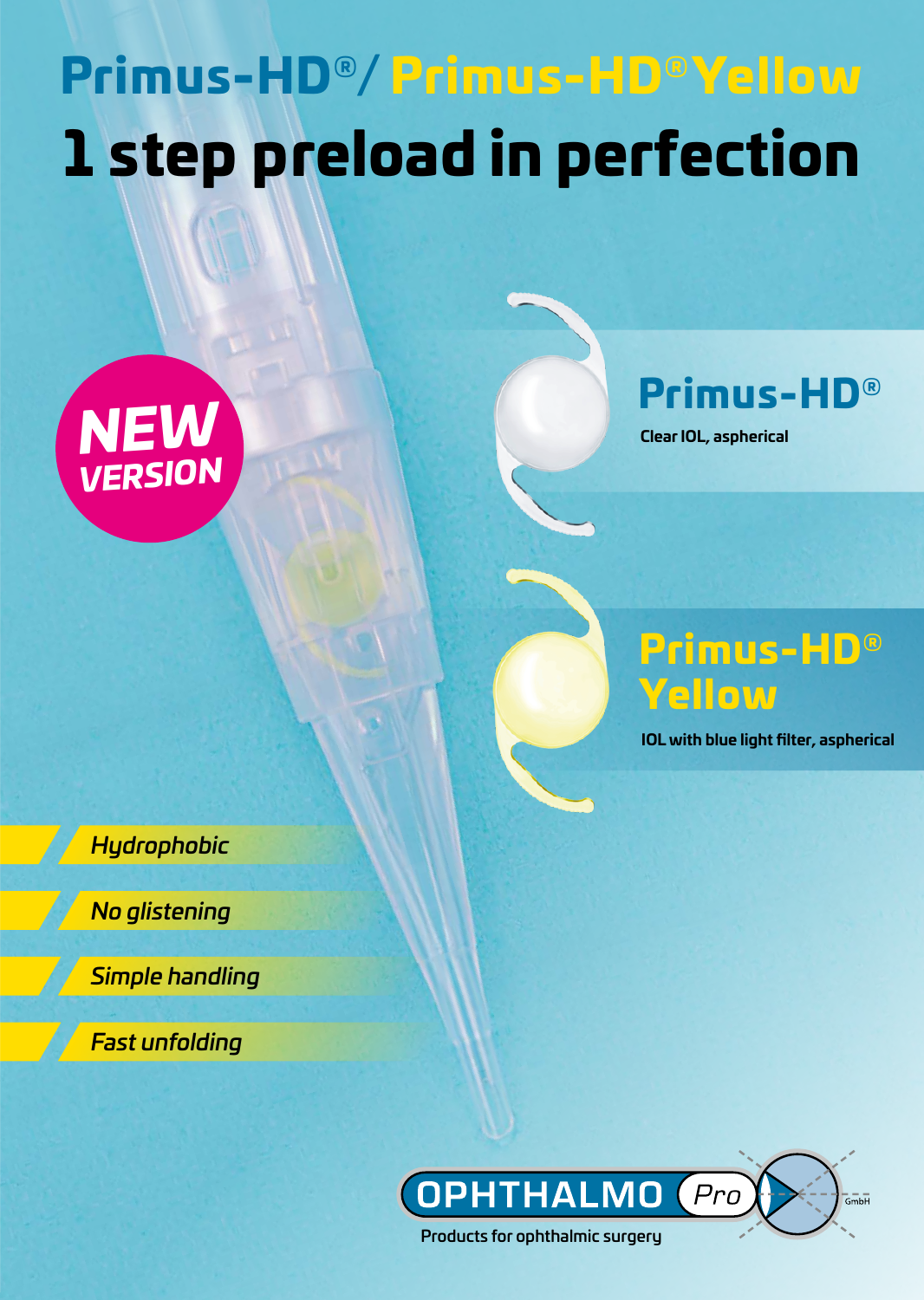# Primus-HD®/ Primus-HD® Yellow

# 1 step preload in perfection

**NEW VERSION**

## Primus-HD®

Clear IOL, aspherical

## Primus-HD® Yellow

IOL with blue light filter, aspherical

- *Hydrophobic*
- *No glistening*
- *Simple handling*
- *Fast unfolding*

OPHTHALMO Pro GmbH

Products for ophthalmic surgery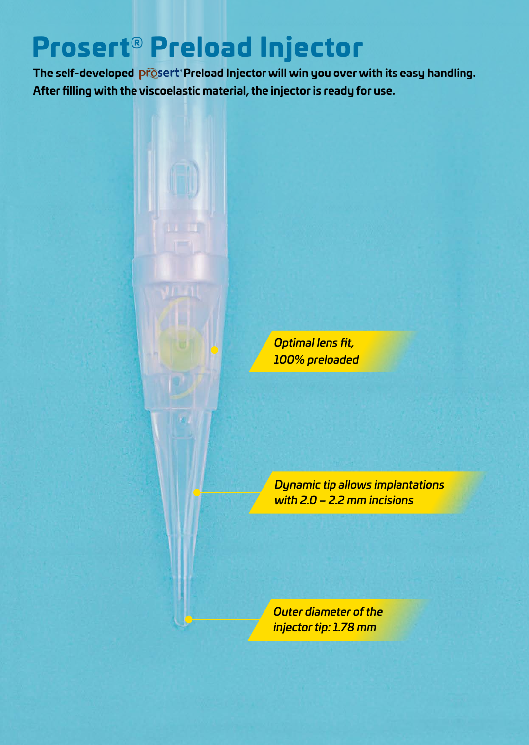# Prosert® Preload Injector

**The self-developed prosert® Preload Injector will win you over with its easy handling. After filling with the viscoelastic material, the injector is ready for use.**

*Optimal lens fit, 100% preloaded*

*Dynamic tip allows implantations with 2.0 – 2.2 mm incisions*

*Outer diameter of the injector tip: 1.78 mm*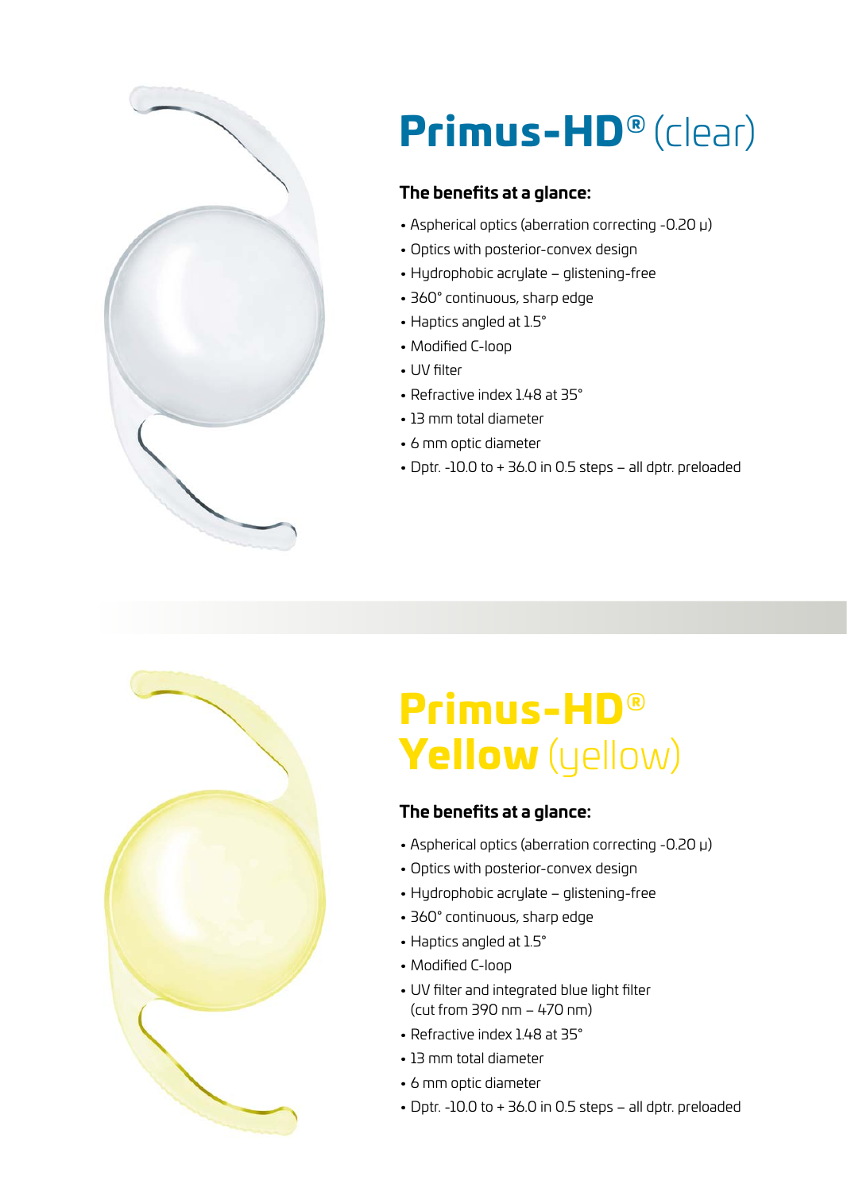# Primus-HD® (clear)

**The benefits at a glance:**

- Aspherical optics (aberration correcting -0.20 μ)
- Optics with posterior-convex design
- Hydrophobic acrylate – glistening-free
- 360° continuous, sharp edge
- Haptics angled at 1.5°
- Modified C-loop
- UV filter
- Refractive index 1.48 at 35°
- 13 mm total diameter
- 6 mm optic diameter
- Dptr. -10.0 to + 36.0 in 0.5 steps – all dptr. preloaded

# Primus-HD® Yellow (yellow)

**The benefits at a glance:**

- Aspherical optics (aberration correcting -0.20 μ)
- Optics with posterior-convex design
- Hydrophobic acrylate – glistening-free
- 360° continuous, sharp edge
- Haptics angled at 1.5°
- Modified C-loop
- UV filter and integrated blue light filter (cut from 390 nm – 470 nm)
- Refractive index 1.48 at 35°
- 13 mm total diameter
- 6 mm optic diameter
- Dptr. -10.0 to + 36.0 in 0.5 steps – all dptr. preloaded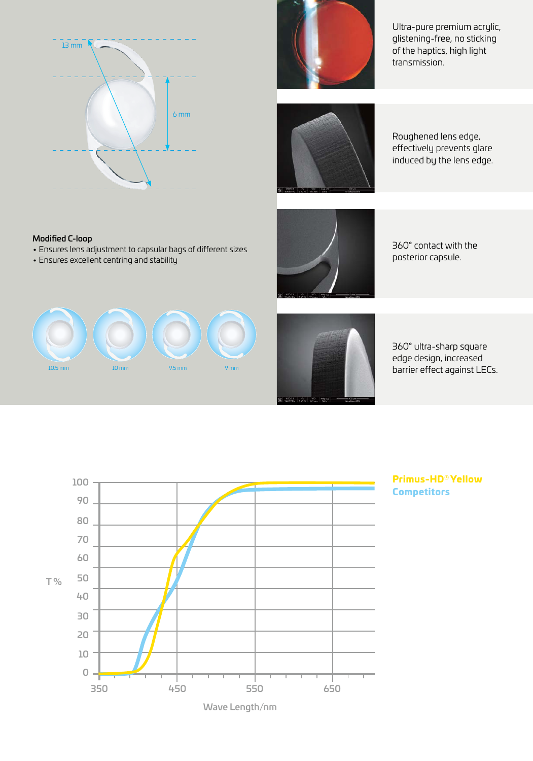13 mm

6 mm

**Modified C-loop**

- Ensures lens adjustment to capsular bags of different sizes
- Ensures excellent centring and stability

10.5 mm

10 mm

9.5 mm

9 mm

Ultra-pure premium acrylic, glistening-free, no sticking of the haptics, high light transmission.

Roughened lens edge, effectively prevents glare induced by the lens edge.

360° contact with the posterior capsule.

360° ultra-sharp square edge design, increased barrier effect against LECs.

T %

100
90
80
70
60
50
40
30
20
10
0

350 450 550 650

Wave Length/nm

**Primus-HD® Yellow**
**Competitors**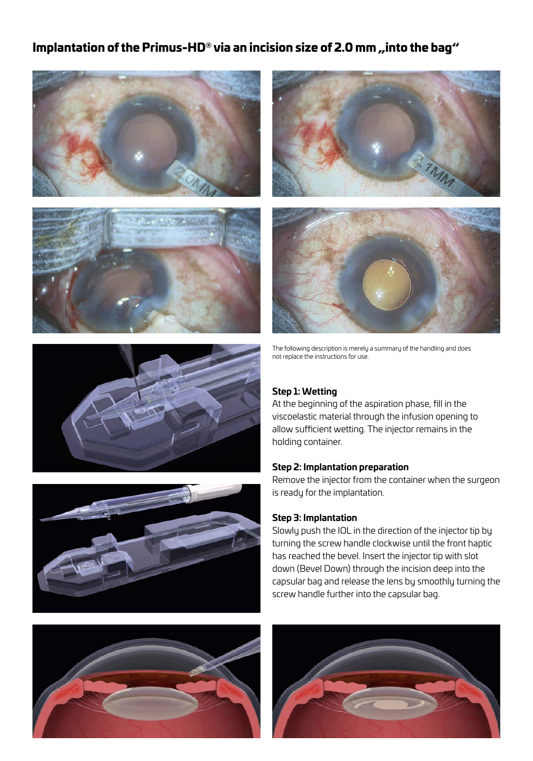# Implantation of the Primus-HD® via an incision size of 2.0 mm „into the bag"

The following description is merely a summary of the handling and does not replace the instructions for use.

**Step 1: Wetting**
At the beginning of the aspiration phase, fill in the viscoelastic material through the infusion opening to allow sufficient wetting. The injector remains in the holding container.

**Step 2: Implantation preparation**
Remove the injector from the container when the surgeon is ready for the implantation.

**Step 3: Implantation**
Slowly push the IOL in the direction of the injector tip by turning the screw handle clockwise until the front haptic has reached the bevel. Insert the injector tip with slot down (Bevel Down) through the incision deep into the capsular bag and release the lens by smoothly turning the screw handle further into the capsular bag.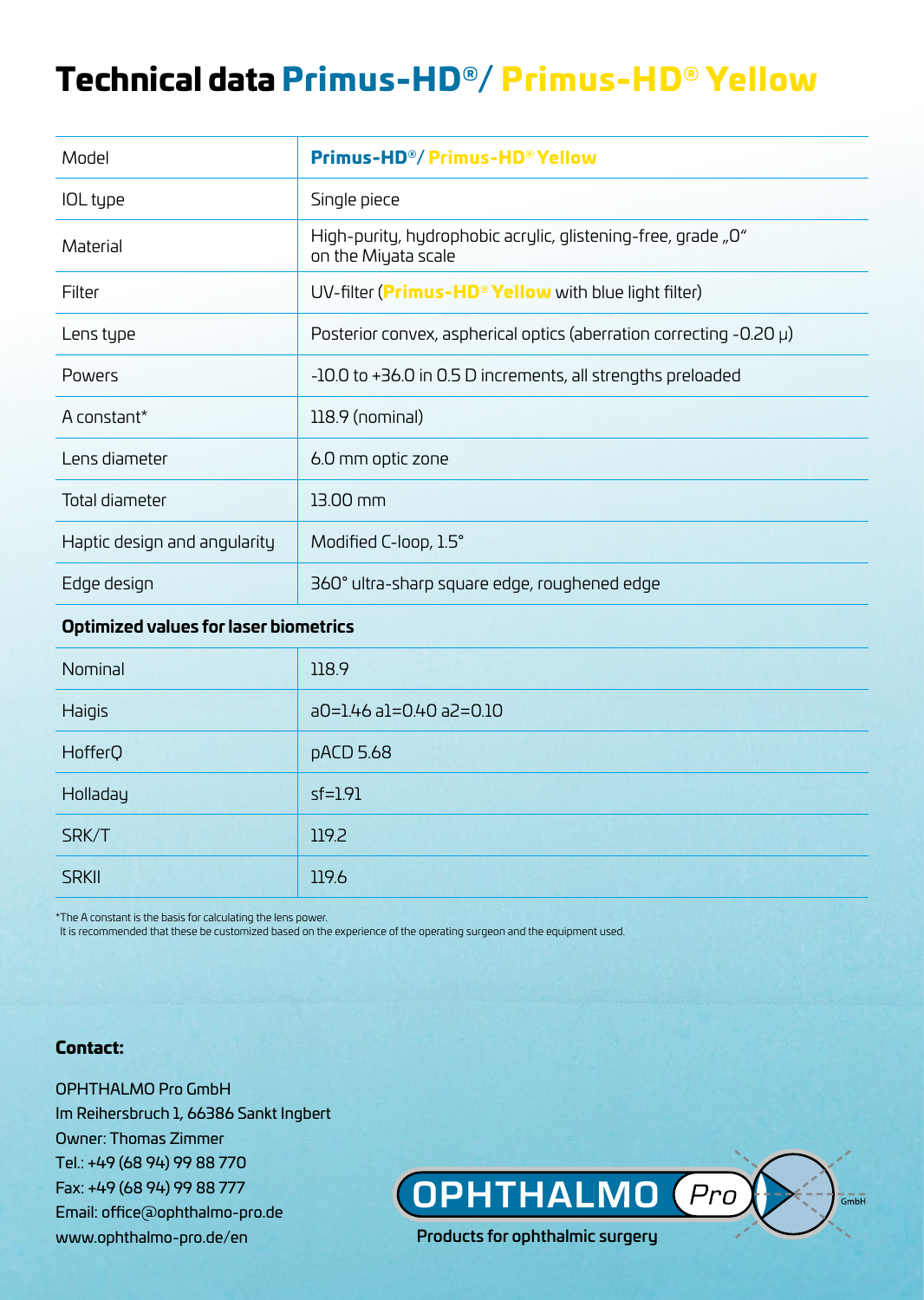# Technical data Primus-HD®/ Primus-HD® Yellow

| | |
|---|---|
| Model | **Primus-HD®/ Primus-HD® Yellow** |
| IOL type | Single piece |
| Material | High-purity, hydrophobic acrylic, glistening-free, grade „0" on the Miyata scale |
| Filter | UV-filter (**Primus-HD® Yellow** with blue light filter) |
| Lens type | Posterior convex, aspherical optics (aberration correcting -0.20 µ) |
| Powers | -10.0 to +36.0 in 0.5 D increments, all strengths preloaded |
| A constant* | 118.9 (nominal) |
| Lens diameter | 6.0 mm optic zone |
| Total diameter | 13.00 mm |
| Haptic design and angularity | Modified C-loop, 1.5° |
| Edge design | 360° ultra-sharp square edge, roughened edge |
| **Optimized values for laser biometrics** | |
| Nominal | 118.9 |
| Haigis | a0=1.46 a1=0.40 a2=0.10 |
| HofferQ | pACD 5.68 |
| Holladay | sf=1.91 |
| SRK/T | 119.2 |
| SRKII | 119.6 |

*The A constant is the basis for calculating the lens power.
It is recommended that these be customized based on the experience of the operating surgeon and the equipment used.

**Contact:**

OPHTHALMO Pro GmbH
Im Reihersbruch 1, 66386 Sankt Ingbert
Owner: Thomas Zimmer
Tel.: +49 (68 94) 99 88 770
Fax: +49 (68 94) 99 88 777
Email: office@ophthalmo-pro.de
www.ophthalmo-pro.de/en

OPHTHALMO Pro GmbH
Products for ophthalmic surgery